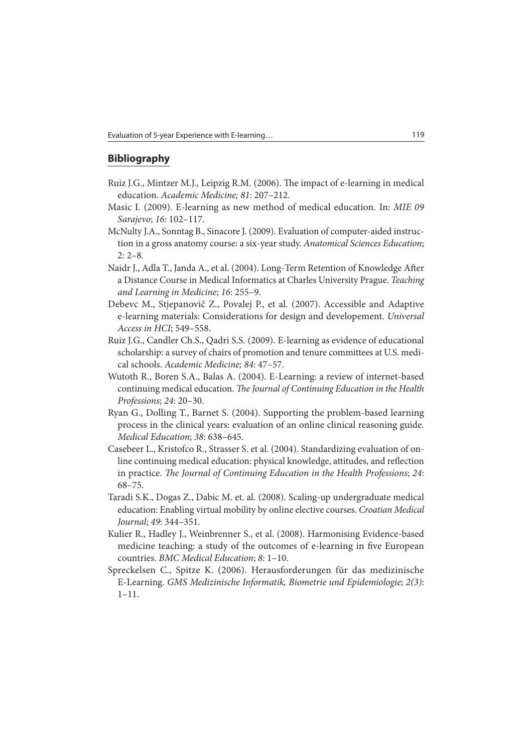## Bibliography

Ruiz J.G., Mintzer M.J., Leipzig R.M. (2006). The impact of e-learning in medical education. *Academic Medicine; 81*: 207–212.

Masic I. (2009). E-learning as new method of medical education. In: *MIE 09 Sarajevo*; *16*: 102–117.

McNulty J.A., Sonntag B., Sinacore J. (2009). Evaluation of computer-aided instruction in a gross anatomy course: a six-year study. *Anatomical Sciences Education*; 2: 2–8.

Naidr J., Adla T., Janda A., et al. (2004). Long-Term Retention of Knowledge After a Distance Course in Medical Informatics at Charles University Prague. *Teaching and Learning in Medicine*; *16*: 255–9.

Debevc M., Stjepanovič Z., Povalej P., et al. (2007). Accessible and Adaptive e-learning materials: Considerations for design and developement. *Universal Access in HCI*; 549–558.

Ruiz J.G., Candler Ch.S., Qadri S.S. (2009). E-learning as evidence of educational scholarship: a survey of chairs of promotion and tenure committees at U.S. medical schools. *Academic Medicine; 84*: 47–57.

Wutoth R., Boren S.A., Balas A. (2004). E-Learning: a review of internet-based continuing medical education. *The Journal of Continuing Education in the Health Professions*; *24*: 20–30.

Ryan G., Dolling T., Barnet S. (2004). Supporting the problem-based learning process in the clinical years: evaluation of an online clinical reasoning guide. *Medical Education*; *38*: 638–645.

Casebeer L., Kristofco R., Strasser S. et al. (2004). Standardizing evaluation of on-line continuing medical education: physical knowledge, attitudes, and reflection in practice. *The Journal of Continuing Education in the Health Professions*; *24*: 68–75.

Taradi S.K., Dogas Z., Dabic M. et. al. (2008). Scaling-up undergraduate medical education: Enabling virtual mobility by online elective courses. *Croatian Medical Journal*; *49*: 344–351.

Kulier R., Hadley J., Weinbrenner S., et al. (2008). Harmonising Evidence-based medicine teaching: a study of the outcomes of e-learning in five European countries. *BMC Medical Education*; *8*: 1–10.

Spreckelsen C., Spitze K. (2006). Herausforderungen für das medizinische E-Learning. *GMS Medizinische Informatik, Biometrie und Epidemiologie*; *2(3)*: 1–11.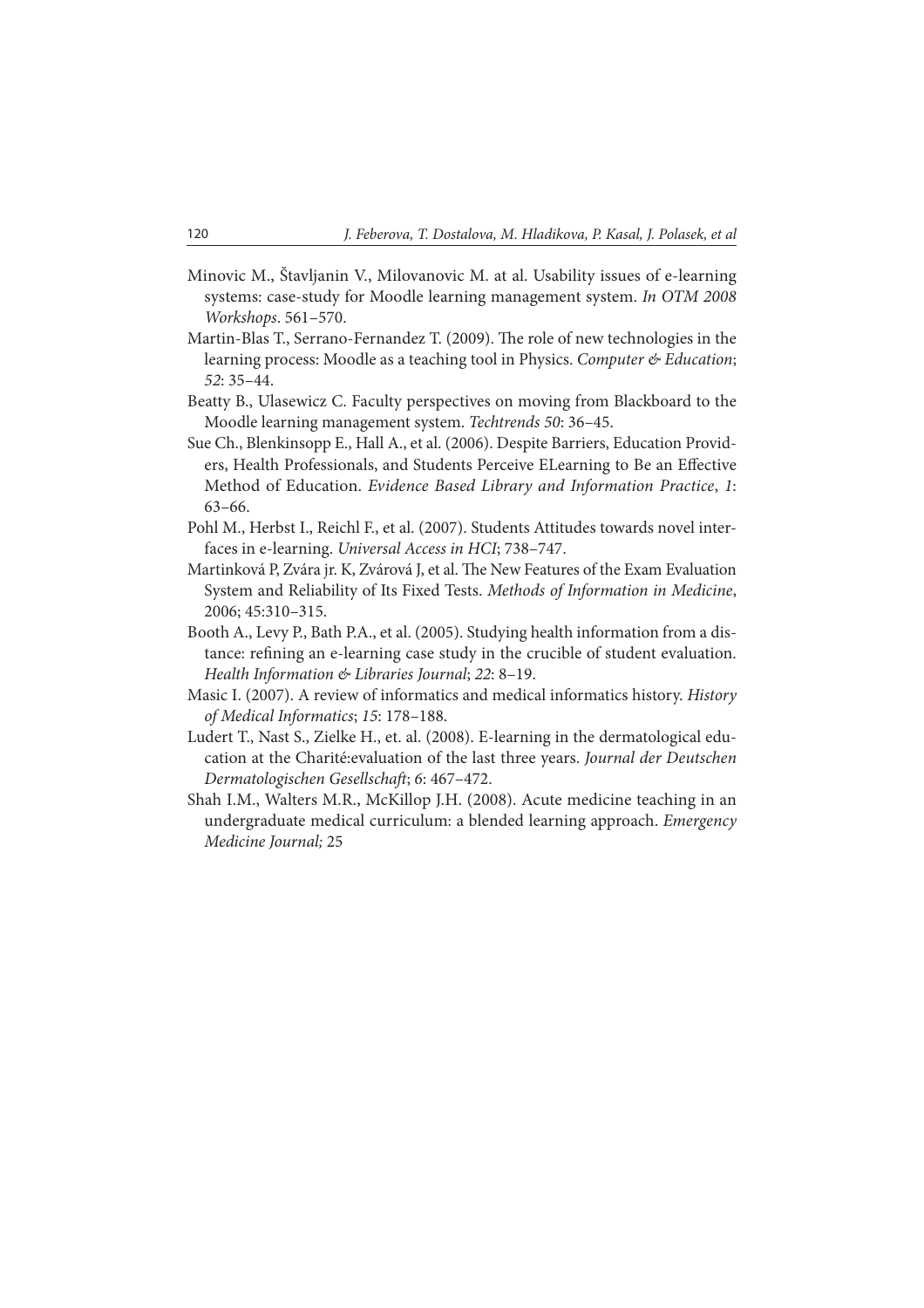Minovic M., Štavljanin V., Milovanovic M. at al. Usability issues of e-learning systems: case-study for Moodle learning management system. *In OTM 2008 Workshops*. 561–570.

Martin-Blas T., Serrano-Fernandez T. (2009). The role of new technologies in the learning process: Moodle as a teaching tool in Physics. *Computer & Education*; *52*: 35–44.

Beatty B., Ulasewicz C. Faculty perspectives on moving from Blackboard to the Moodle learning management system. *Techtrends 50*: 36–45.

Sue Ch., Blenkinsopp E., Hall A., et al. (2006). Despite Barriers, Education Providers, Health Professionals, and Students Perceive ELearning to Be an Effective Method of Education. *Evidence Based Library and Information Practice*, *1*: 63–66.

Pohl M., Herbst I., Reichl F., et al. (2007). Students Attitudes towards novel interfaces in e-learning. *Universal Access in HCI*; 738–747.

Martinková P, Zvára jr. K, Zvárová J, et al. The New Features of the Exam Evaluation System and Reliability of Its Fixed Tests. *Methods of Information in Medicine*, 2006; 45:310–315.

Booth A., Levy P., Bath P.A., et al. (2005). Studying health information from a distance: refining an e-learning case study in the crucible of student evaluation. *Health Information & Libraries Journal*; *22*: 8–19.

Masic I. (2007). A review of informatics and medical informatics history. *History of Medical Informatics*; *15*: 178–188.

Ludert T., Nast S., Zielke H., et. al. (2008). E-learning in the dermatological education at the Charité:evaluation of the last three years. *Journal der Deutschen Dermatologischen Gesellschaft*; *6*: 467–472.

Shah I.M., Walters M.R., McKillop J.H. (2008). Acute medicine teaching in an undergraduate medical curriculum: a blended learning approach. *Emergency Medicine Journal;* 25